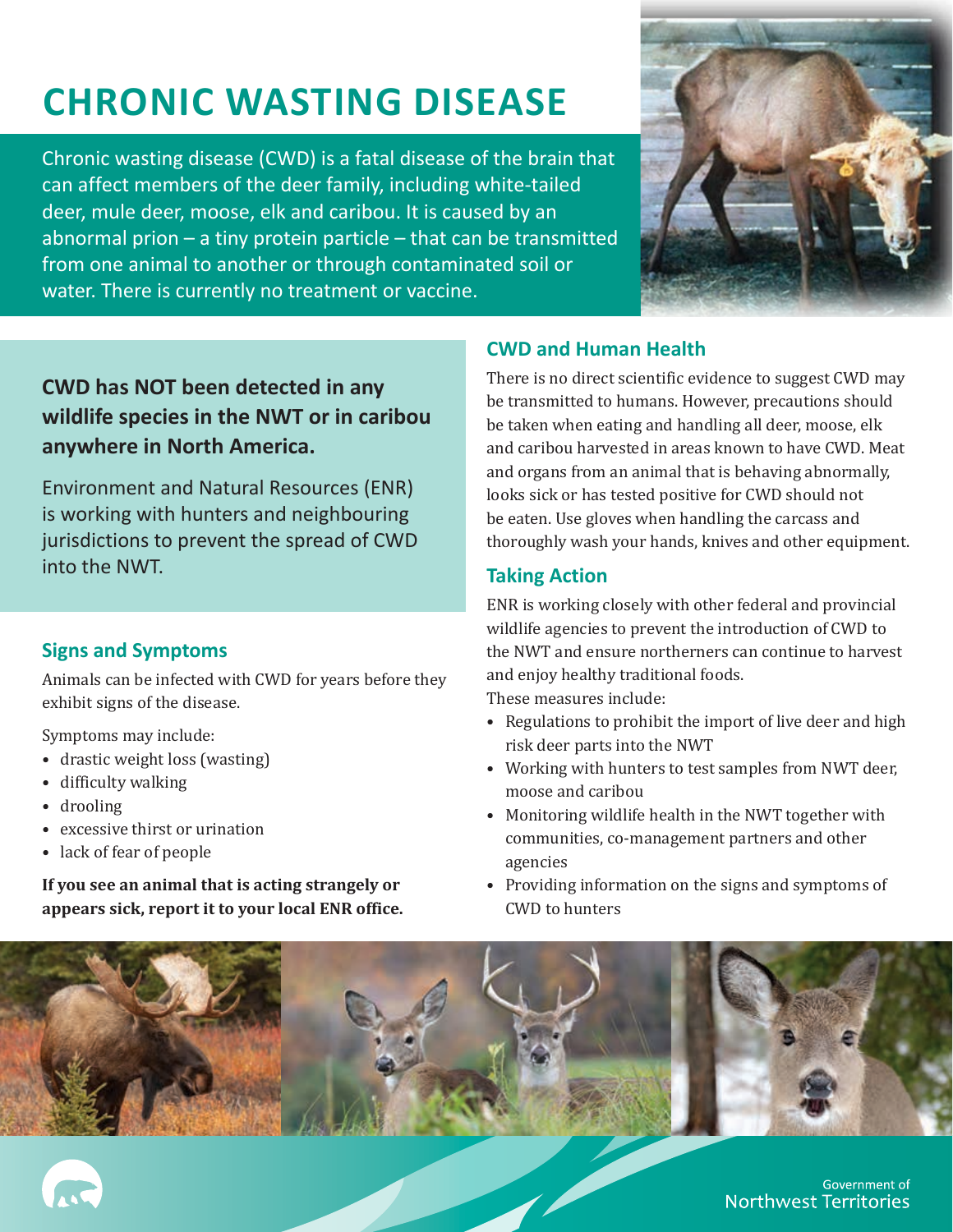# CHRONIC WASTING DISEASE

Chronic wasting disease (CWD) is a fatal disease of the brain that can affect members of the deer family, including white-tailed deer, mule deer, moose, elk and caribou. It is caused by an abnormal prion – a tiny protein particle – that can be transmitted from one animal to another or through contaminated soil or water. There is currently no treatment or vaccine.

**CWD has NOT been detected in any wildlife species in the NWT or in caribou anywhere in North America.**

Environment and Natural Resources (ENR) is working with hunters and neighbouring jurisdictions to prevent the spread of CWD into the NWT.

## Signs and Symptoms

Animals can be infected with CWD for years before they exhibit signs of the disease.

Symptoms may include:

- drastic weight loss (wasting)
- difficulty walking
- drooling
- excessive thirst or urination
- lack of fear of people

**If you see an animal that is acting strangely or appears sick, report it to your local ENR office.**

## CWD and Human Health

There is no direct scientific evidence to suggest CWD may be transmitted to humans. However, precautions should be taken when eating and handling all deer, moose, elk and caribou harvested in areas known to have CWD. Meat and organs from an animal that is behaving abnormally, looks sick or has tested positive for CWD should not be eaten. Use gloves when handling the carcass and thoroughly wash your hands, knives and other equipment.

## Taking Action

ENR is working closely with other federal and provincial wildlife agencies to prevent the introduction of CWD to the NWT and ensure northerners can continue to harvest and enjoy healthy traditional foods.

These measures include:

- Regulations to prohibit the import of live deer and high risk deer parts into the NWT
- Working with hunters to test samples from NWT deer, moose and caribou
- Monitoring wildlife health in the NWT together with communities, co-management partners and other agencies
- Providing information on the signs and symptoms of CWD to hunters

Government of Northwest Territories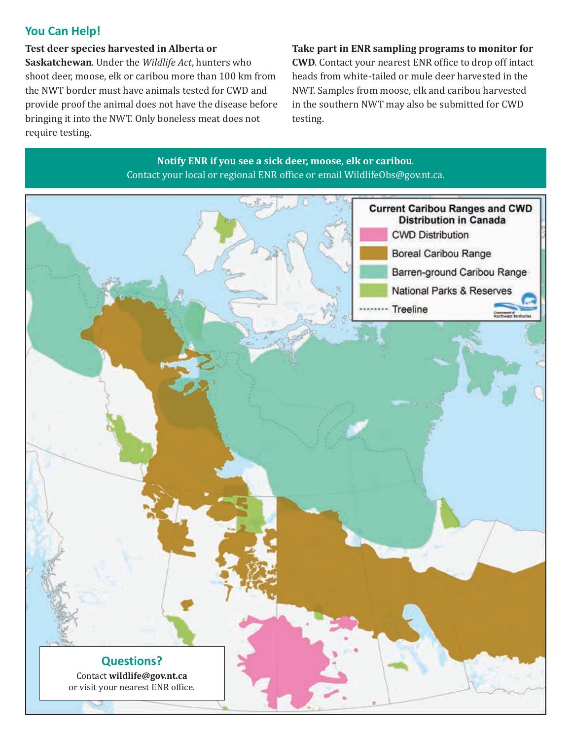## You Can Help!

**Test deer species harvested in Alberta or Saskatchewan**. Under the *Wildlife Act*, hunters who shoot deer, moose, elk or caribou more than 100 km from the NWT border must have animals tested for CWD and provide proof the animal does not have the disease before bringing it into the NWT. Only boneless meat does not require testing.

**Take part in ENR sampling programs to monitor for CWD**. Contact your nearest ENR office to drop off intact heads from white-tailed or mule deer harvested in the NWT. Samples from moose, elk and caribou harvested in the southern NWT may also be submitted for CWD testing.

**Notify ENR if you see a sick deer, moose, elk or caribou**.
Contact your local or regional ENR office or email WildlifeObs@gov.nt.ca.

Current Caribou Ranges and CWD Distribution in Canada

CWD Distribution

Boreal Caribou Range

Barren-ground Caribou Range

National Parks & Reserves

Treeline

### Questions?

Contact **wildlife@gov.nt.ca**
or visit your nearest ENR office.